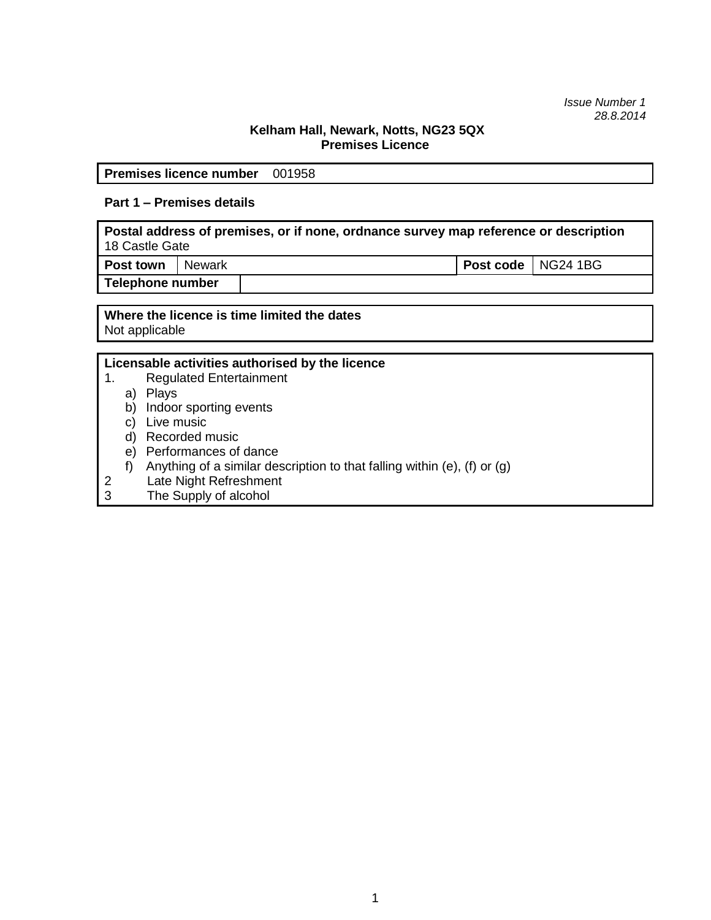*Issue Number 1*
*28.8.2014*

**Kelham Hall, Newark, Notts, NG23 5QX**
**Premises Licence**

| | |
|---|---|
| **Premises licence number** | 001958 |

## Part 1 – Premises details

| | | | |
|---|---|---|---|
| **Postal address of premises, or if none, ordnance survey map reference or description** 18 Castle Gate | | | |
| **Post town** | Newark | **Post code** | NG24 1BG |
| **Telephone number** | | | |

**Where the licence is time limited the dates**
Not applicable

**Licensable activities authorised by the licence**

1. Regulated Entertainment
   a) Plays
   b) Indoor sporting events
   c) Live music
   d) Recorded music
   e) Performances of dance
   f) Anything of a similar description to that falling within (e), (f) or (g)
2. Late Night Refreshment
3. The Supply of alcohol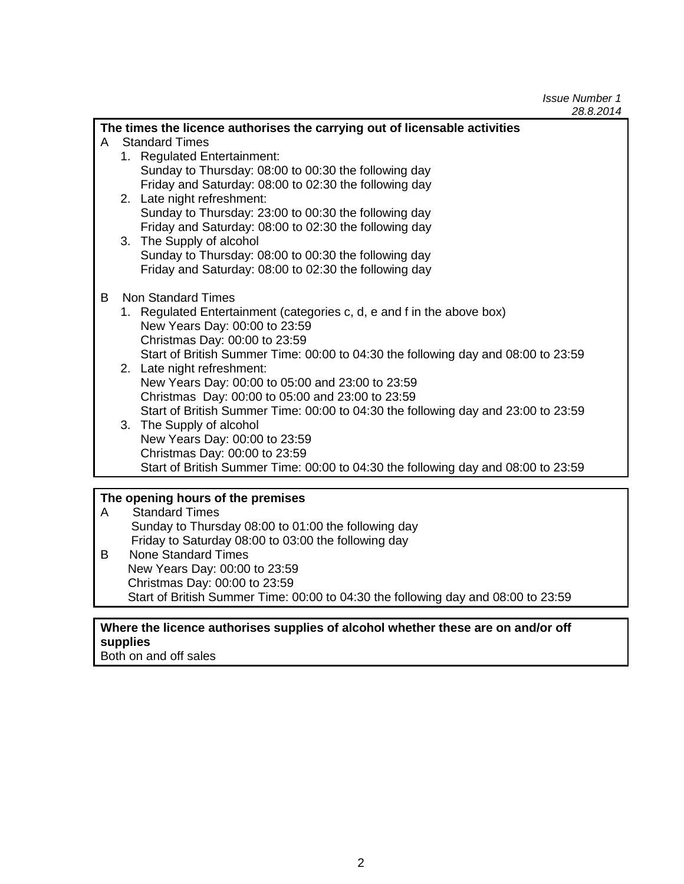*Issue Number 1*
*28.8.2014*

**The times the licence authorises the carrying out of licensable activities**

A Standard Times

1. Regulated Entertainment:
   Sunday to Thursday: 08:00 to 00:30 the following day
   Friday and Saturday: 08:00 to 02:30 the following day
2. Late night refreshment:
   Sunday to Thursday: 23:00 to 00:30 the following day
   Friday and Saturday: 08:00 to 02:30 the following day
3. The Supply of alcohol
   Sunday to Thursday: 08:00 to 00:30 the following day
   Friday and Saturday: 08:00 to 02:30 the following day

B Non Standard Times

1. Regulated Entertainment (categories c, d, e and f in the above box)
   New Years Day: 00:00 to 23:59
   Christmas Day: 00:00 to 23:59
   Start of British Summer Time: 00:00 to 04:30 the following day and 08:00 to 23:59
2. Late night refreshment:
   New Years Day: 00:00 to 05:00 and 23:00 to 23:59
   Christmas Day: 00:00 to 05:00 and 23:00 to 23:59
   Start of British Summer Time: 00:00 to 04:30 the following day and 23:00 to 23:59
3. The Supply of alcohol
   New Years Day: 00:00 to 23:59
   Christmas Day: 00:00 to 23:59
   Start of British Summer Time: 00:00 to 04:30 the following day and 08:00 to 23:59

**The opening hours of the premises**

A Standard Times
Sunday to Thursday 08:00 to 01:00 the following day
Friday to Saturday 08:00 to 03:00 the following day

B None Standard Times
New Years Day: 00:00 to 23:59
Christmas Day: 00:00 to 23:59
Start of British Summer Time: 00:00 to 04:30 the following day and 08:00 to 23:59

**Where the licence authorises supplies of alcohol whether these are on and/or off supplies**

Both on and off sales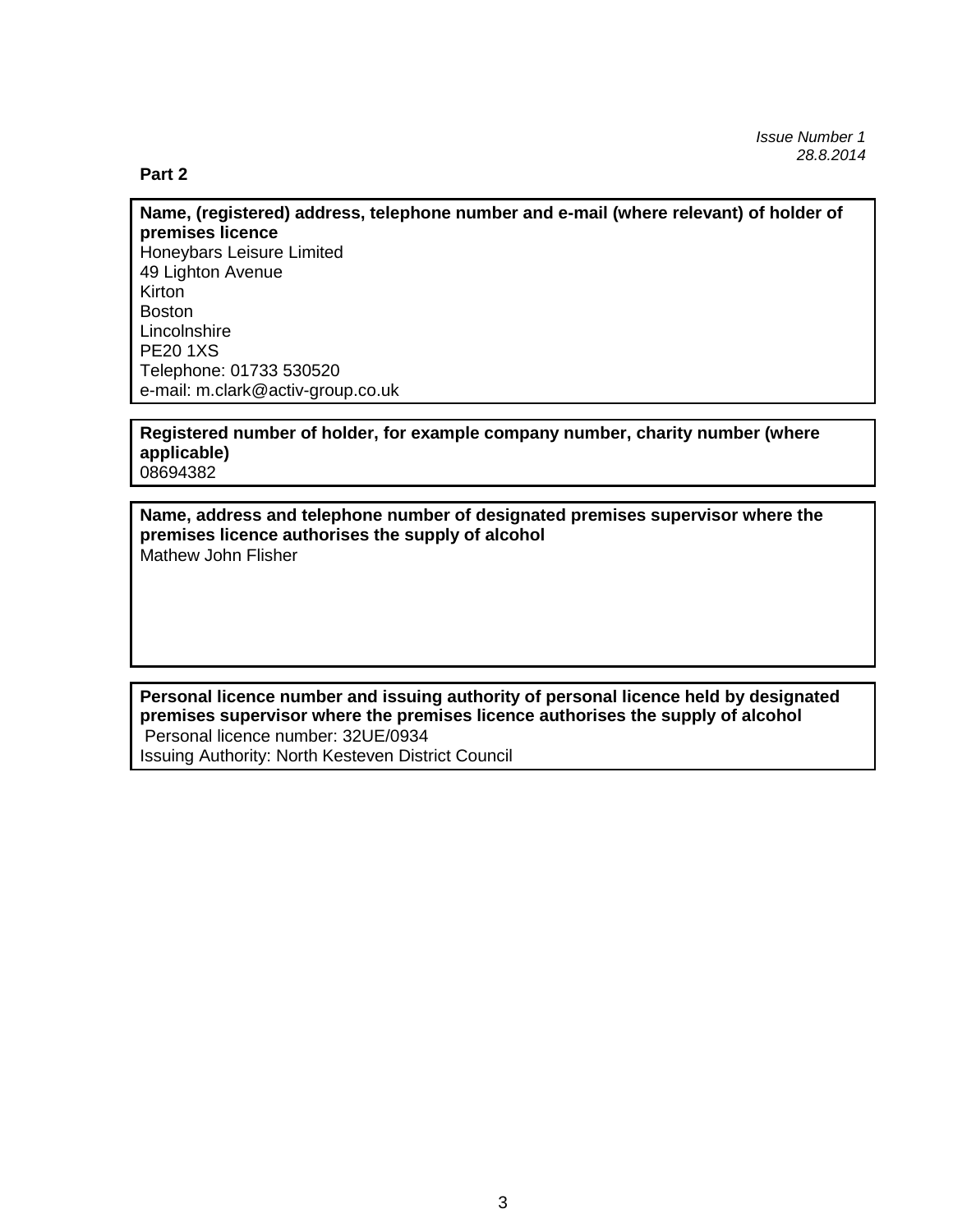*Issue Number 1*
*28.8.2014*

**Part 2**

**Name, (registered) address, telephone number and e-mail (where relevant) of holder of premises licence**

Honeybars Leisure Limited
49 Lighton Avenue
Kirton
Boston
Lincolnshire
PE20 1XS
Telephone: 01733 530520
e-mail: m.clark@activ-group.co.uk

**Registered number of holder, for example company number, charity number (where applicable)**

08694382

**Name, address and telephone number of designated premises supervisor where the premises licence authorises the supply of alcohol**

Mathew John Flisher

**Personal licence number and issuing authority of personal licence held by designated premises supervisor where the premises licence authorises the supply of alcohol**

Personal licence number: 32UE/0934
Issuing Authority: North Kesteven District Council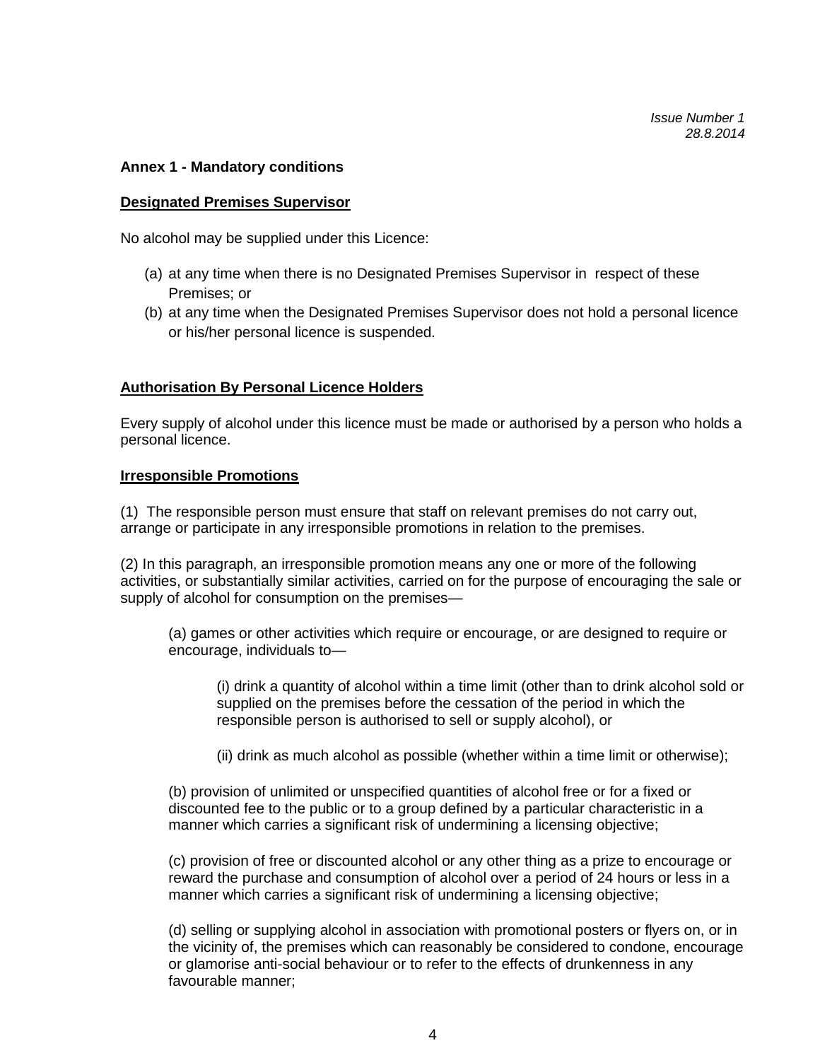*Issue Number 1*
*28.8.2014*

**Annex 1 - Mandatory conditions**

**Designated Premises Supervisor**

No alcohol may be supplied under this Licence:

(a) at any time when there is no Designated Premises Supervisor in respect of these Premises; or
(b) at any time when the Designated Premises Supervisor does not hold a personal licence or his/her personal licence is suspended.

**Authorisation By Personal Licence Holders**

Every supply of alcohol under this licence must be made or authorised by a person who holds a personal licence.

**Irresponsible Promotions**

(1) The responsible person must ensure that staff on relevant premises do not carry out, arrange or participate in any irresponsible promotions in relation to the premises.

(2) In this paragraph, an irresponsible promotion means any one or more of the following activities, or substantially similar activities, carried on for the purpose of encouraging the sale or supply of alcohol for consumption on the premises—

(a) games or other activities which require or encourage, or are designed to require or encourage, individuals to—

(i) drink a quantity of alcohol within a time limit (other than to drink alcohol sold or supplied on the premises before the cessation of the period in which the responsible person is authorised to sell or supply alcohol), or

(ii) drink as much alcohol as possible (whether within a time limit or otherwise);

(b) provision of unlimited or unspecified quantities of alcohol free or for a fixed or discounted fee to the public or to a group defined by a particular characteristic in a manner which carries a significant risk of undermining a licensing objective;

(c) provision of free or discounted alcohol or any other thing as a prize to encourage or reward the purchase and consumption of alcohol over a period of 24 hours or less in a manner which carries a significant risk of undermining a licensing objective;

(d) selling or supplying alcohol in association with promotional posters or flyers on, or in the vicinity of, the premises which can reasonably be considered to condone, encourage or glamorise anti-social behaviour or to refer to the effects of drunkenness in any favourable manner;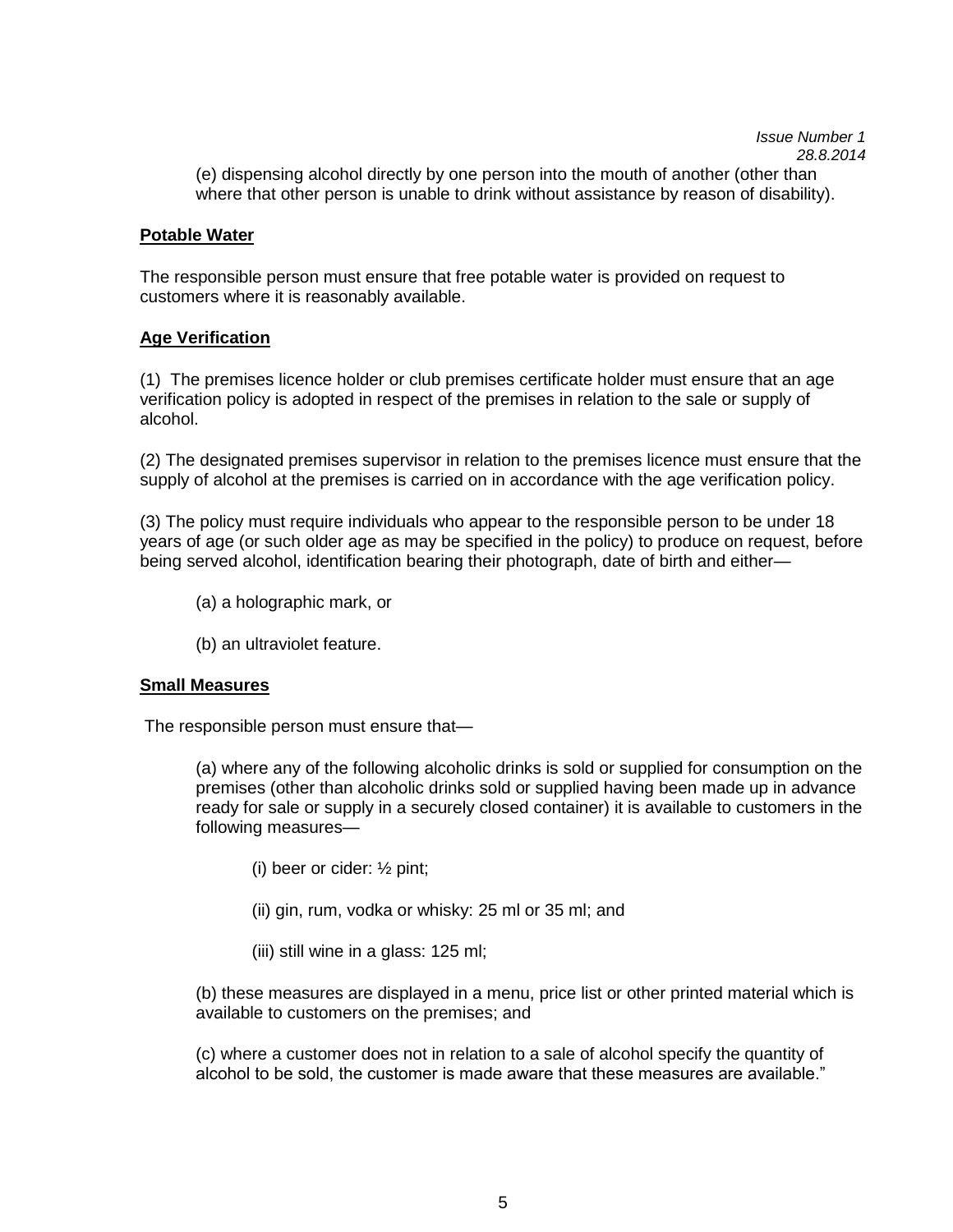(e) dispensing alcohol directly by one person into the mouth of another (other than where that other person is unable to drink without assistance by reason of disability).

**Potable Water**

The responsible person must ensure that free potable water is provided on request to customers where it is reasonably available.

**Age Verification**

(1) The premises licence holder or club premises certificate holder must ensure that an age verification policy is adopted in respect of the premises in relation to the sale or supply of alcohol.

(2) The designated premises supervisor in relation to the premises licence must ensure that the supply of alcohol at the premises is carried on in accordance with the age verification policy.

(3) The policy must require individuals who appear to the responsible person to be under 18 years of age (or such older age as may be specified in the policy) to produce on request, before being served alcohol, identification bearing their photograph, date of birth and either—

(a) a holographic mark, or

(b) an ultraviolet feature.

**Small Measures**

The responsible person must ensure that—

(a) where any of the following alcoholic drinks is sold or supplied for consumption on the premises (other than alcoholic drinks sold or supplied having been made up in advance ready for sale or supply in a securely closed container) it is available to customers in the following measures—

(i) beer or cider: ½ pint;

(ii) gin, rum, vodka or whisky: 25 ml or 35 ml; and

(iii) still wine in a glass: 125 ml;

(b) these measures are displayed in a menu, price list or other printed material which is available to customers on the premises; and

(c) where a customer does not in relation to a sale of alcohol specify the quantity of alcohol to be sold, the customer is made aware that these measures are available."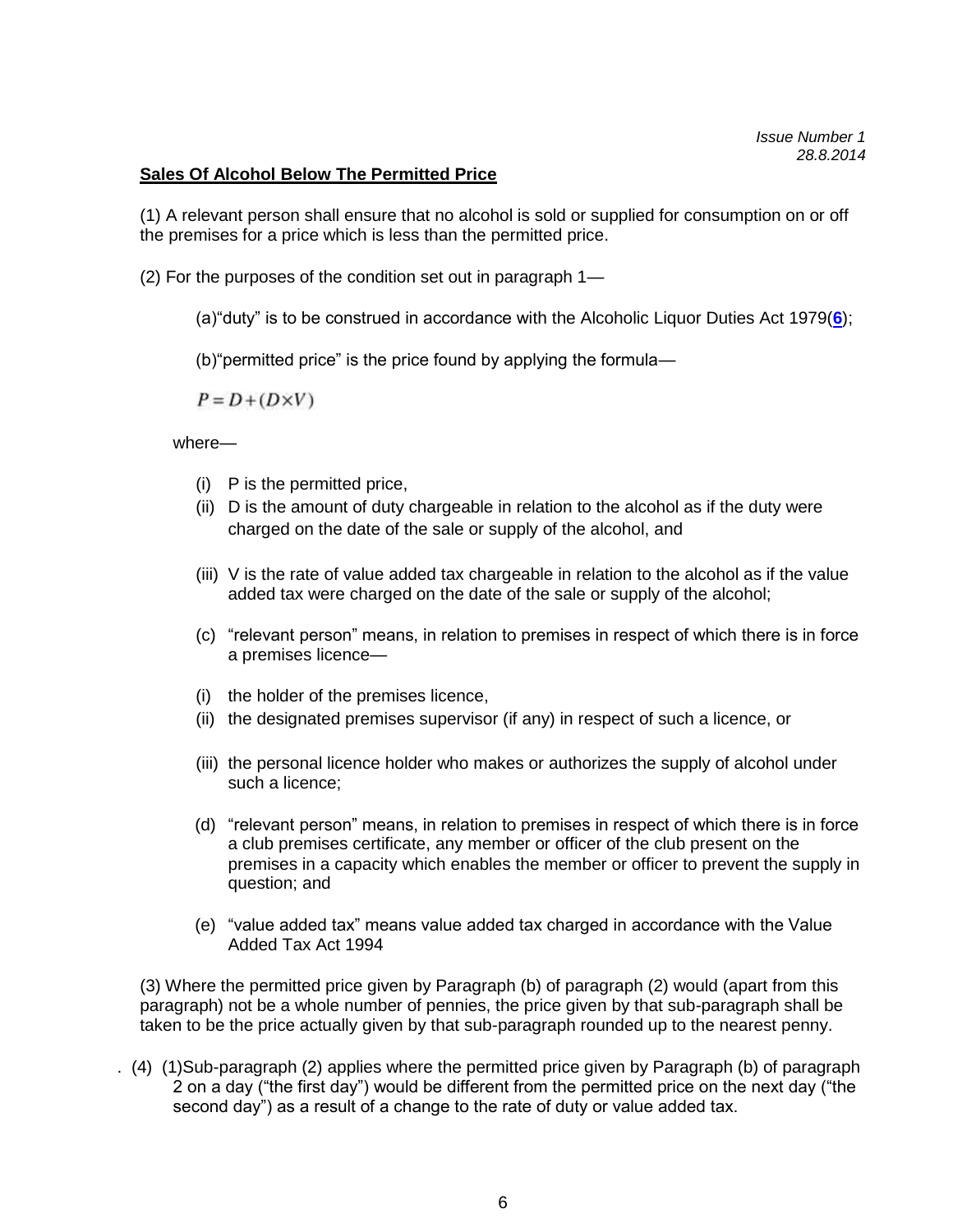*Issue Number 1*
*28.8.2014*

**Sales Of Alcohol Below The Permitted Price**

(1) A relevant person shall ensure that no alcohol is sold or supplied for consumption on or off the premises for a price which is less than the permitted price.

(2) For the purposes of the condition set out in paragraph 1—

(a)"duty" is to be construed in accordance with the Alcoholic Liquor Duties Act 1979(**6**);

(b)"permitted price" is the price found by applying the formula—

$$P = D + (D \times V)$$

where—

- (i) P is the permitted price,
- (ii) D is the amount of duty chargeable in relation to the alcohol as if the duty were charged on the date of the sale or supply of the alcohol, and
- (iii) V is the rate of value added tax chargeable in relation to the alcohol as if the value added tax were charged on the date of the sale or supply of the alcohol;

(c) "relevant person" means, in relation to premises in respect of which there is in force a premises licence—

- (i) the holder of the premises licence,
- (ii) the designated premises supervisor (if any) in respect of such a licence, or
- (iii) the personal licence holder who makes or authorizes the supply of alcohol under such a licence;

(d) "relevant person" means, in relation to premises in respect of which there is in force a club premises certificate, any member or officer of the club present on the premises in a capacity which enables the member or officer to prevent the supply in question; and

(e) "value added tax" means value added tax charged in accordance with the Value Added Tax Act 1994

(3) Where the permitted price given by Paragraph (b) of paragraph (2) would (apart from this paragraph) not be a whole number of pennies, the price given by that sub-paragraph shall be taken to be the price actually given by that sub-paragraph rounded up to the nearest penny.

. (4) (1)Sub-paragraph (2) applies where the permitted price given by Paragraph (b) of paragraph 2 on a day ("the first day") would be different from the permitted price on the next day ("the second day") as a result of a change to the rate of duty or value added tax.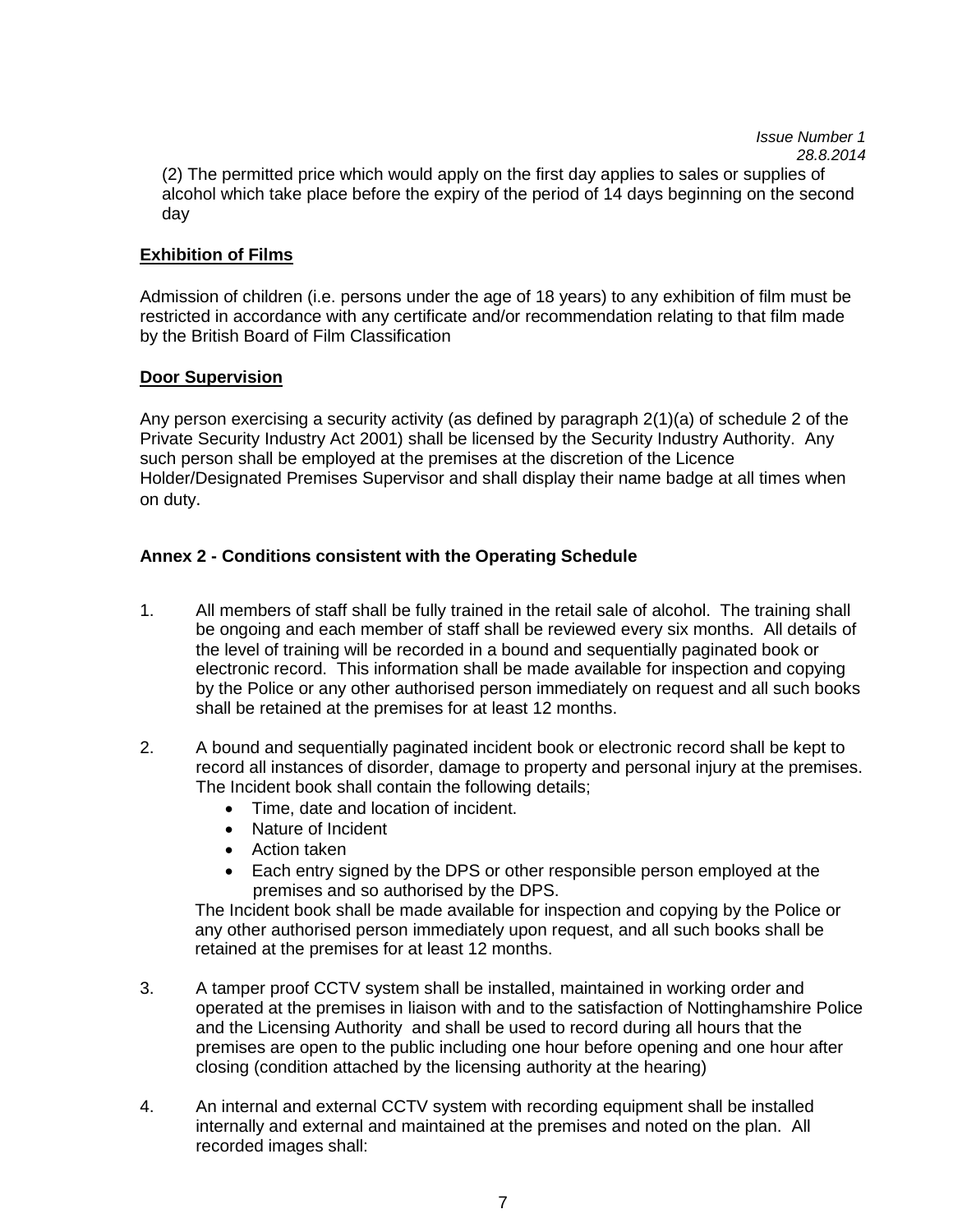(2) The permitted price which would apply on the first day applies to sales or supplies of alcohol which take place before the expiry of the period of 14 days beginning on the second day

**Exhibition of Films**

Admission of children (i.e. persons under the age of 18 years) to any exhibition of film must be restricted in accordance with any certificate and/or recommendation relating to that film made by the British Board of Film Classification

**Door Supervision**

Any person exercising a security activity (as defined by paragraph 2(1)(a) of schedule 2 of the Private Security Industry Act 2001) shall be licensed by the Security Industry Authority. Any such person shall be employed at the premises at the discretion of the Licence Holder/Designated Premises Supervisor and shall display their name badge at all times when on duty.

**Annex 2 - Conditions consistent with the Operating Schedule**

1. All members of staff shall be fully trained in the retail sale of alcohol. The training shall be ongoing and each member of staff shall be reviewed every six months. All details of the level of training will be recorded in a bound and sequentially paginated book or electronic record. This information shall be made available for inspection and copying by the Police or any other authorised person immediately on request and all such books shall be retained at the premises for at least 12 months.

2. A bound and sequentially paginated incident book or electronic record shall be kept to record all instances of disorder, damage to property and personal injury at the premises. The Incident book shall contain the following details;
   - Time, date and location of incident.
   - Nature of Incident
   - Action taken
   - Each entry signed by the DPS or other responsible person employed at the premises and so authorised by the DPS.

   The Incident book shall be made available for inspection and copying by the Police or any other authorised person immediately upon request, and all such books shall be retained at the premises for at least 12 months.

3. A tamper proof CCTV system shall be installed, maintained in working order and operated at the premises in liaison with and to the satisfaction of Nottinghamshire Police and the Licensing Authority and shall be used to record during all hours that the premises are open to the public including one hour before opening and one hour after closing (condition attached by the licensing authority at the hearing)

4. An internal and external CCTV system with recording equipment shall be installed internally and external and maintained at the premises and noted on the plan. All recorded images shall: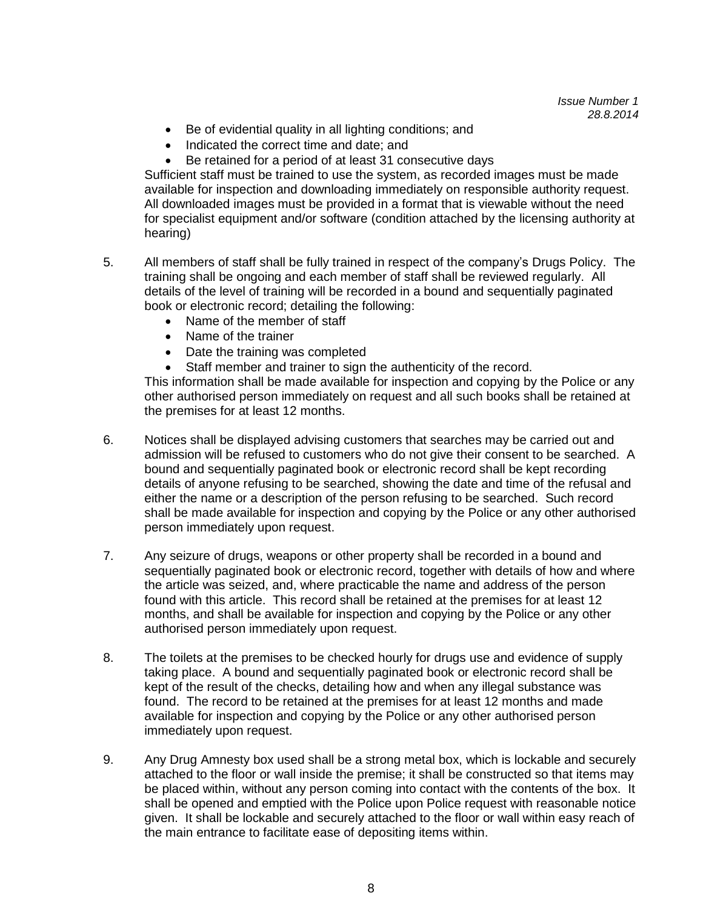- Be of evidential quality in all lighting conditions; and
- Indicated the correct time and date; and
- Be retained for a period of at least 31 consecutive days

Sufficient staff must be trained to use the system, as recorded images must be made available for inspection and downloading immediately on responsible authority request. All downloaded images must be provided in a format that is viewable without the need for specialist equipment and/or software (condition attached by the licensing authority at hearing)

5. All members of staff shall be fully trained in respect of the company's Drugs Policy. The training shall be ongoing and each member of staff shall be reviewed regularly. All details of the level of training will be recorded in a bound and sequentially paginated book or electronic record; detailing the following:
   - Name of the member of staff
   - Name of the trainer
   - Date the training was completed
   - Staff member and trainer to sign the authenticity of the record.

   This information shall be made available for inspection and copying by the Police or any other authorised person immediately on request and all such books shall be retained at the premises for at least 12 months.

6. Notices shall be displayed advising customers that searches may be carried out and admission will be refused to customers who do not give their consent to be searched. A bound and sequentially paginated book or electronic record shall be kept recording details of anyone refusing to be searched, showing the date and time of the refusal and either the name or a description of the person refusing to be searched. Such record shall be made available for inspection and copying by the Police or any other authorised person immediately upon request.

7. Any seizure of drugs, weapons or other property shall be recorded in a bound and sequentially paginated book or electronic record, together with details of how and where the article was seized, and, where practicable the name and address of the person found with this article. This record shall be retained at the premises for at least 12 months, and shall be available for inspection and copying by the Police or any other authorised person immediately upon request.

8. The toilets at the premises to be checked hourly for drugs use and evidence of supply taking place. A bound and sequentially paginated book or electronic record shall be kept of the result of the checks, detailing how and when any illegal substance was found. The record to be retained at the premises for at least 12 months and made available for inspection and copying by the Police or any other authorised person immediately upon request.

9. Any Drug Amnesty box used shall be a strong metal box, which is lockable and securely attached to the floor or wall inside the premise; it shall be constructed so that items may be placed within, without any person coming into contact with the contents of the box. It shall be opened and emptied with the Police upon Police request with reasonable notice given. It shall be lockable and securely attached to the floor or wall within easy reach of the main entrance to facilitate ease of depositing items within.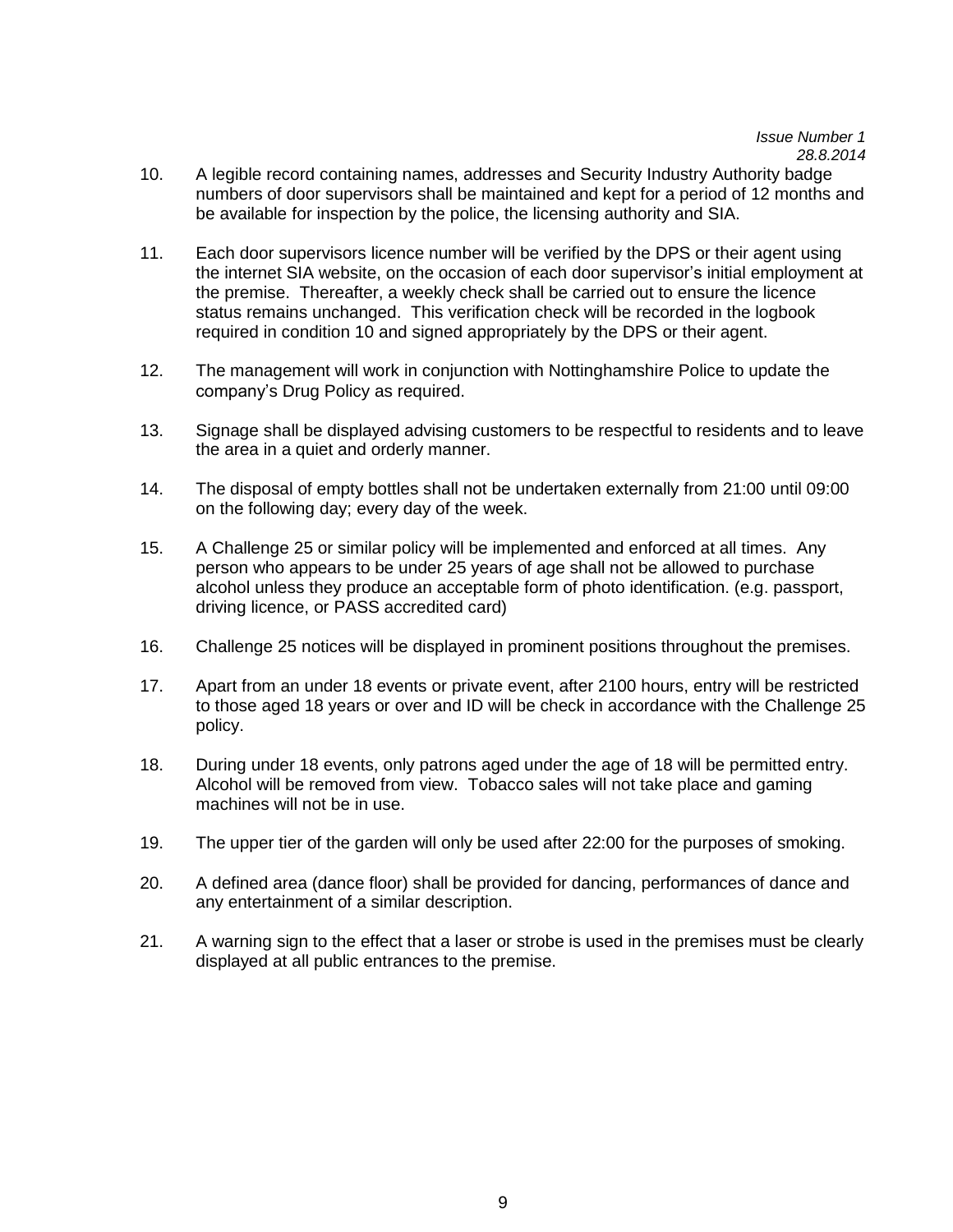10. A legible record containing names, addresses and Security Industry Authority badge numbers of door supervisors shall be maintained and kept for a period of 12 months and be available for inspection by the police, the licensing authority and SIA.

11. Each door supervisors licence number will be verified by the DPS or their agent using the internet SIA website, on the occasion of each door supervisor's initial employment at the premise. Thereafter, a weekly check shall be carried out to ensure the licence status remains unchanged. This verification check will be recorded in the logbook required in condition 10 and signed appropriately by the DPS or their agent.

12. The management will work in conjunction with Nottinghamshire Police to update the company's Drug Policy as required.

13. Signage shall be displayed advising customers to be respectful to residents and to leave the area in a quiet and orderly manner.

14. The disposal of empty bottles shall not be undertaken externally from 21:00 until 09:00 on the following day; every day of the week.

15. A Challenge 25 or similar policy will be implemented and enforced at all times. Any person who appears to be under 25 years of age shall not be allowed to purchase alcohol unless they produce an acceptable form of photo identification. (e.g. passport, driving licence, or PASS accredited card)

16. Challenge 25 notices will be displayed in prominent positions throughout the premises.

17. Apart from an under 18 events or private event, after 2100 hours, entry will be restricted to those aged 18 years or over and ID will be check in accordance with the Challenge 25 policy.

18. During under 18 events, only patrons aged under the age of 18 will be permitted entry. Alcohol will be removed from view. Tobacco sales will not take place and gaming machines will not be in use.

19. The upper tier of the garden will only be used after 22:00 for the purposes of smoking.

20. A defined area (dance floor) shall be provided for dancing, performances of dance and any entertainment of a similar description.

21. A warning sign to the effect that a laser or strobe is used in the premises must be clearly displayed at all public entrances to the premise.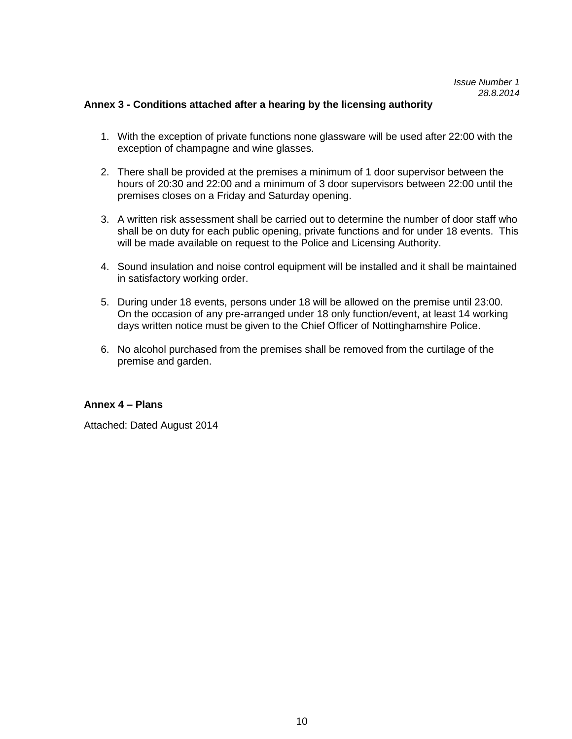*Issue Number 1*
*28.8.2014*

**Annex 3 - Conditions attached after a hearing by the licensing authority**

1. With the exception of private functions none glassware will be used after 22:00 with the exception of champagne and wine glasses.

2. There shall be provided at the premises a minimum of 1 door supervisor between the hours of 20:30 and 22:00 and a minimum of 3 door supervisors between 22:00 until the premises closes on a Friday and Saturday opening.

3. A written risk assessment shall be carried out to determine the number of door staff who shall be on duty for each public opening, private functions and for under 18 events. This will be made available on request to the Police and Licensing Authority.

4. Sound insulation and noise control equipment will be installed and it shall be maintained in satisfactory working order.

5. During under 18 events, persons under 18 will be allowed on the premise until 23:00. On the occasion of any pre-arranged under 18 only function/event, at least 14 working days written notice must be given to the Chief Officer of Nottinghamshire Police.

6. No alcohol purchased from the premises shall be removed from the curtilage of the premise and garden.

**Annex 4 – Plans**

Attached: Dated August 2014